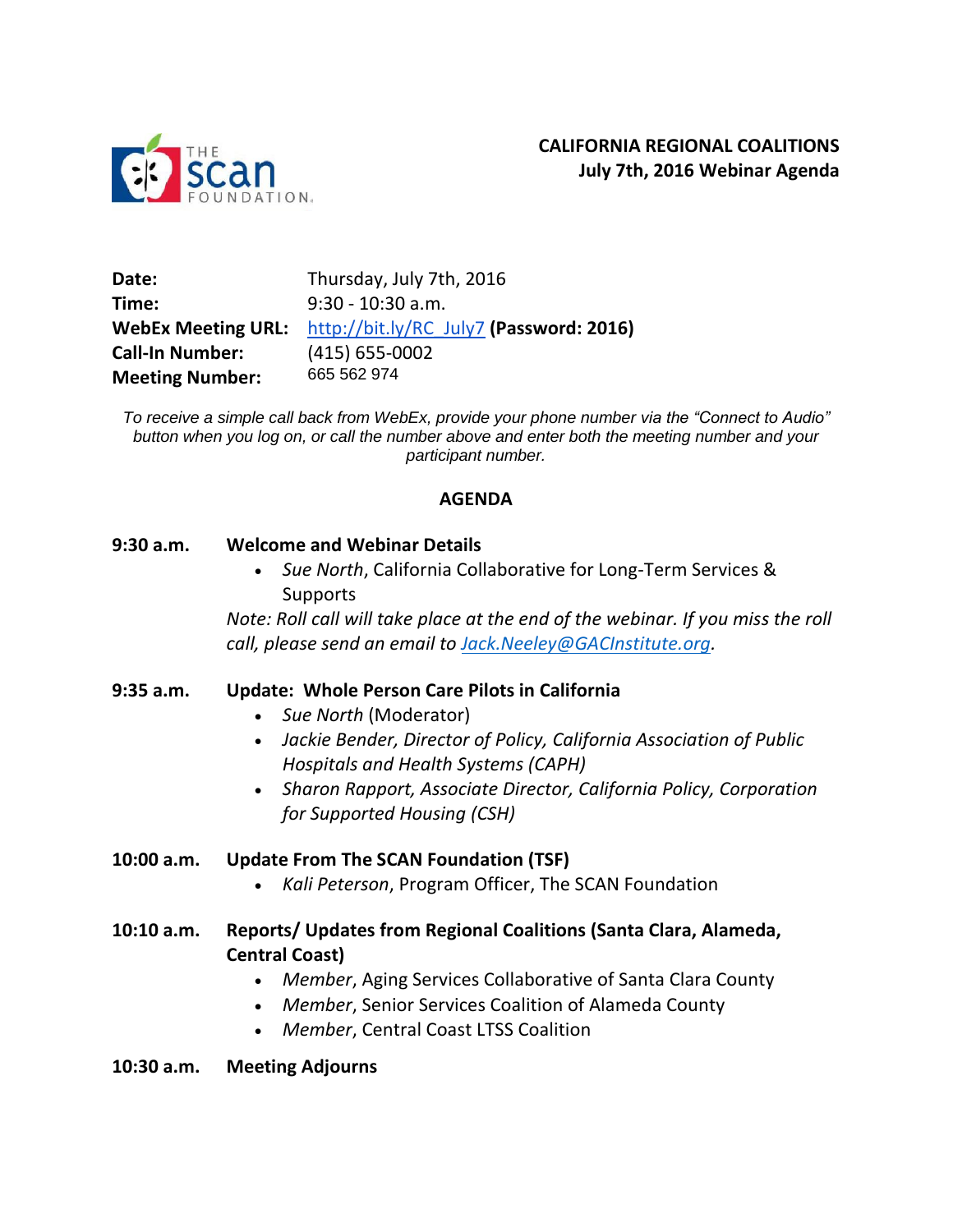THE scan FOUNDATION

# CALIFORNIA REGIONAL COALITIONS
## July 7th, 2016 Webinar Agenda

**Date:** Thursday, July 7th, 2016
**Time:** 9:30 - 10:30 a.m.
**WebEx Meeting URL:** http://bit.ly/RC_July7 **(Password: 2016)**
**Call-In Number:** (415) 655-0002
**Meeting Number:** 665 562 974

*To receive a simple call back from WebEx, provide your phone number via the "Connect to Audio" button when you log on, or call the number above and enter both the meeting number and your participant number.*

## AGENDA

**9:30 a.m. Welcome and Webinar Details**

- *Sue North*, California Collaborative for Long-Term Services & Supports

*Note: Roll call will take place at the end of the webinar. If you miss the roll call, please send an email to Jack.Neeley@GACInstitute.org.*

**9:35 a.m. Update: Whole Person Care Pilots in California**

- *Sue North* (Moderator)
- *Jackie Bender, Director of Policy, California Association of Public Hospitals and Health Systems (CAPH)*
- *Sharon Rapport, Associate Director, California Policy, Corporation for Supported Housing (CSH)*

**10:00 a.m. Update From The SCAN Foundation (TSF)**

- *Kali Peterson*, Program Officer, The SCAN Foundation

**10:10 a.m. Reports/ Updates from Regional Coalitions (Santa Clara, Alameda, Central Coast)**

- *Member*, Aging Services Collaborative of Santa Clara County
- *Member*, Senior Services Coalition of Alameda County
- *Member*, Central Coast LTSS Coalition

**10:30 a.m. Meeting Adjourns**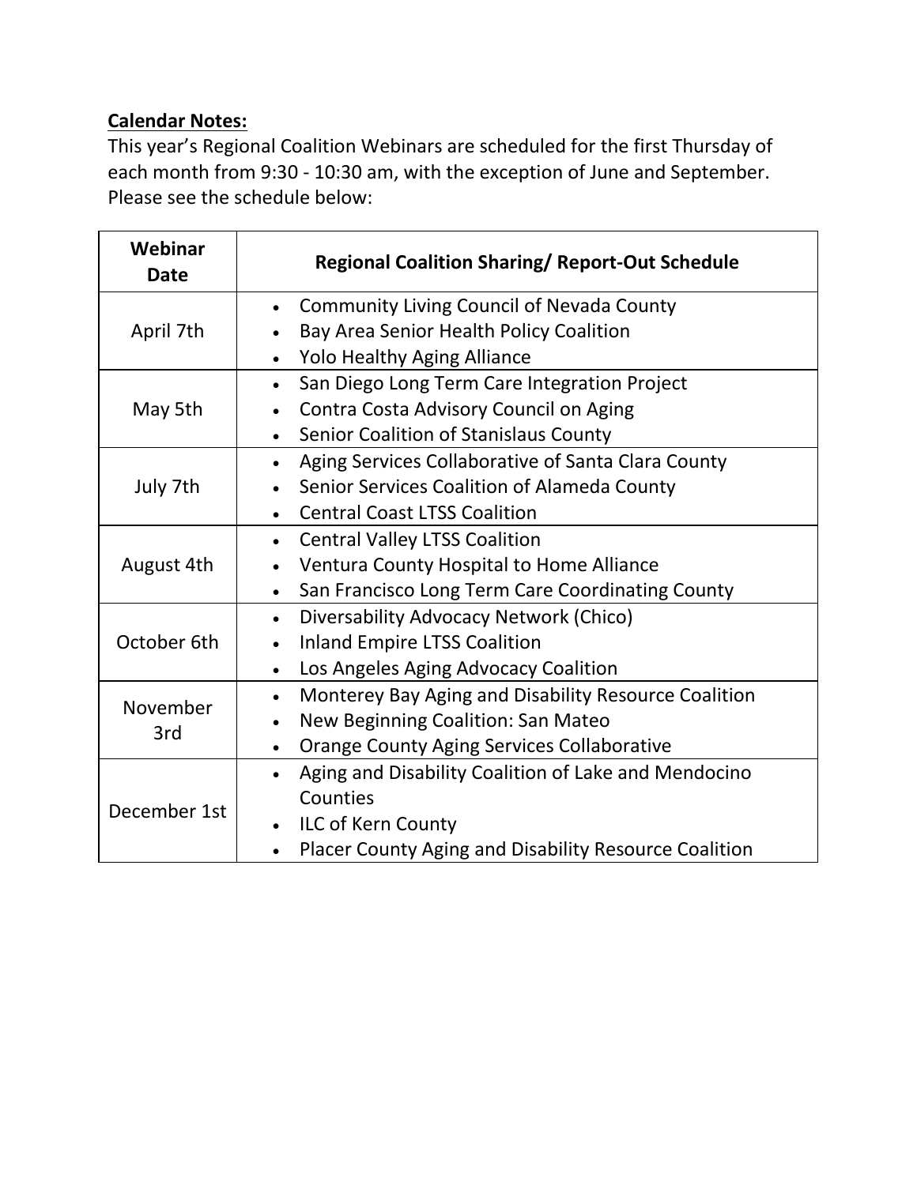**Calendar Notes:**

This year's Regional Coalition Webinars are scheduled for the first Thursday of each month from 9:30 - 10:30 am, with the exception of June and September. Please see the schedule below:

| Webinar Date | Regional Coalition Sharing/ Report-Out Schedule |
|---|---|
| April 7th | • Community Living Council of Nevada County<br>• Bay Area Senior Health Policy Coalition<br>• Yolo Healthy Aging Alliance |
| May 5th | • San Diego Long Term Care Integration Project<br>• Contra Costa Advisory Council on Aging<br>• Senior Coalition of Stanislaus County |
| July 7th | • Aging Services Collaborative of Santa Clara County<br>• Senior Services Coalition of Alameda County<br>• Central Coast LTSS Coalition |
| August 4th | • Central Valley LTSS Coalition<br>• Ventura County Hospital to Home Alliance<br>• San Francisco Long Term Care Coordinating County |
| October 6th | • Diversability Advocacy Network (Chico)<br>• Inland Empire LTSS Coalition<br>• Los Angeles Aging Advocacy Coalition |
| November 3rd | • Monterey Bay Aging and Disability Resource Coalition<br>• New Beginning Coalition: San Mateo<br>• Orange County Aging Services Collaborative |
| December 1st | • Aging and Disability Coalition of Lake and Mendocino Counties<br>• ILC of Kern County<br>• Placer County Aging and Disability Resource Coalition |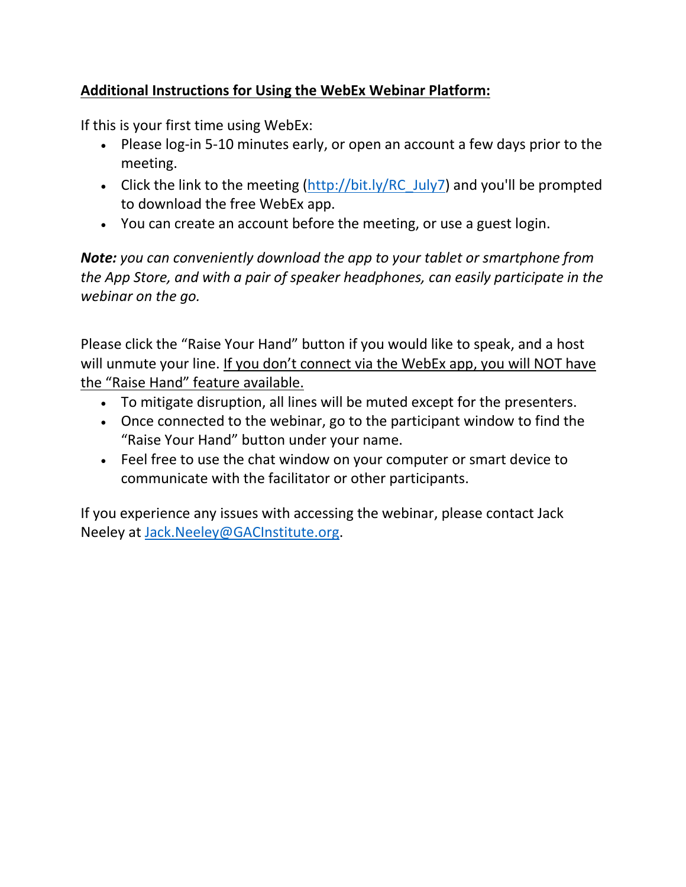**Additional Instructions for Using the WebEx Webinar Platform:**

If this is your first time using WebEx:

- Please log-in 5-10 minutes early, or open an account a few days prior to the meeting.
- Click the link to the meeting (http://bit.ly/RC_July7) and you'll be prompted to download the free WebEx app.
- You can create an account before the meeting, or use a guest login.

***Note:*** *you can conveniently download the app to your tablet or smartphone from the App Store, and with a pair of speaker headphones, can easily participate in the webinar on the go.*

Please click the “Raise Your Hand” button if you would like to speak, and a host will unmute your line. If you don’t connect via the WebEx app, you will NOT have the “Raise Hand” feature available.

- To mitigate disruption, all lines will be muted except for the presenters.
- Once connected to the webinar, go to the participant window to find the “Raise Your Hand” button under your name.
- Feel free to use the chat window on your computer or smart device to communicate with the facilitator or other participants.

If you experience any issues with accessing the webinar, please contact Jack Neeley at Jack.Neeley@GACInstitute.org.